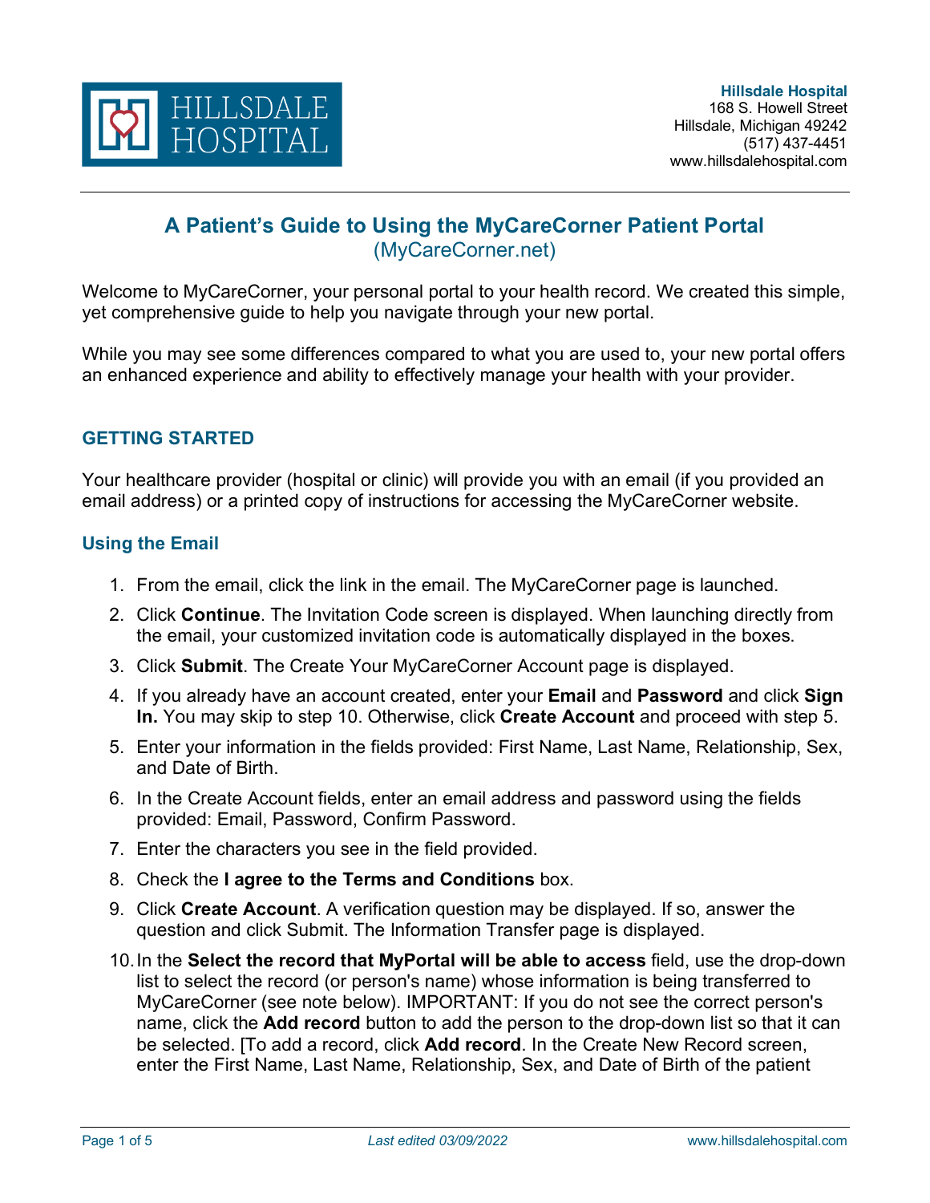**Hillsdale Hospital**
168 S. Howell Street
Hillsdale, Michigan 49242
(517) 437-4451
www.hillsdalehospital.com

# A Patient's Guide to Using the MyCareCorner Patient Portal
(MyCareCorner.net)

Welcome to MyCareCorner, your personal portal to your health record. We created this simple, yet comprehensive guide to help you navigate through your new portal.

While you may see some differences compared to what you are used to, your new portal offers an enhanced experience and ability to effectively manage your health with your provider.

## GETTING STARTED

Your healthcare provider (hospital or clinic) will provide you with an email (if you provided an email address) or a printed copy of instructions for accessing the MyCareCorner website.

### Using the Email

1. From the email, click the link in the email. The MyCareCorner page is launched.
2. Click **Continue**. The Invitation Code screen is displayed. When launching directly from the email, your customized invitation code is automatically displayed in the boxes.
3. Click **Submit**. The Create Your MyCareCorner Account page is displayed.
4. If you already have an account created, enter your **Email** and **Password** and click **Sign In.** You may skip to step 10. Otherwise, click **Create Account** and proceed with step 5.
5. Enter your information in the fields provided: First Name, Last Name, Relationship, Sex, and Date of Birth.
6. In the Create Account fields, enter an email address and password using the fields provided: Email, Password, Confirm Password.
7. Enter the characters you see in the field provided.
8. Check the **I agree to the Terms and Conditions** box.
9. Click **Create Account**. A verification question may be displayed. If so, answer the question and click Submit. The Information Transfer page is displayed.
10. In the **Select the record that MyPortal will be able to access** field, use the drop-down list to select the record (or person's name) whose information is being transferred to MyCareCorner (see note below). IMPORTANT: If you do not see the correct person's name, click the **Add record** button to add the person to the drop-down list so that it can be selected. [To add a record, click **Add record**. In the Create New Record screen, enter the First Name, Last Name, Relationship, Sex, and Date of Birth of the patient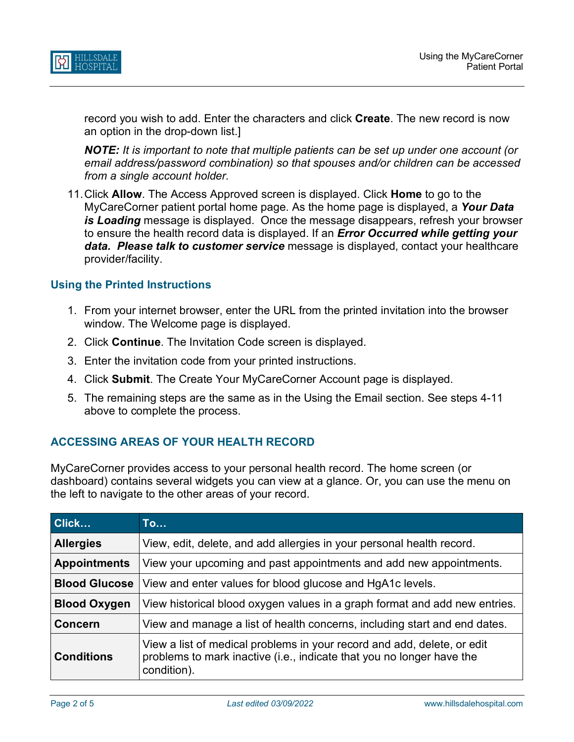record you wish to add. Enter the characters and click **Create**. The new record is now an option in the drop-down list.]

***NOTE:*** *It is important to note that multiple patients can be set up under one account (or email address/password combination) so that spouses and/or children can be accessed from a single account holder.*

11. Click **Allow**. The Access Approved screen is displayed. Click **Home** to go to the MyCareCorner patient portal home page. As the home page is displayed, a ***Your Data is Loading*** message is displayed. Once the message disappears, refresh your browser to ensure the health record data is displayed. If an ***Error Occurred while getting your data. Please talk to customer service*** message is displayed, contact your healthcare provider/facility.

### Using the Printed Instructions

1. From your internet browser, enter the URL from the printed invitation into the browser window. The Welcome page is displayed.
2. Click **Continue**. The Invitation Code screen is displayed.
3. Enter the invitation code from your printed instructions.
4. Click **Submit**. The Create Your MyCareCorner Account page is displayed.
5. The remaining steps are the same as in the Using the Email section. See steps 4-11 above to complete the process.

## ACCESSING AREAS OF YOUR HEALTH RECORD

MyCareCorner provides access to your personal health record. The home screen (or dashboard) contains several widgets you can view at a glance. Or, you can use the menu on the left to navigate to the other areas of your record.

| Click… | To… |
|---|---|
| **Allergies** | View, edit, delete, and add allergies in your personal health record. |
| **Appointments** | View your upcoming and past appointments and add new appointments. |
| **Blood Glucose** | View and enter values for blood glucose and HgA1c levels. |
| **Blood Oxygen** | View historical blood oxygen values in a graph format and add new entries. |
| **Concern** | View and manage a list of health concerns, including start and end dates. |
| **Conditions** | View a list of medical problems in your record and add, delete, or edit problems to mark inactive (i.e., indicate that you no longer have the condition). |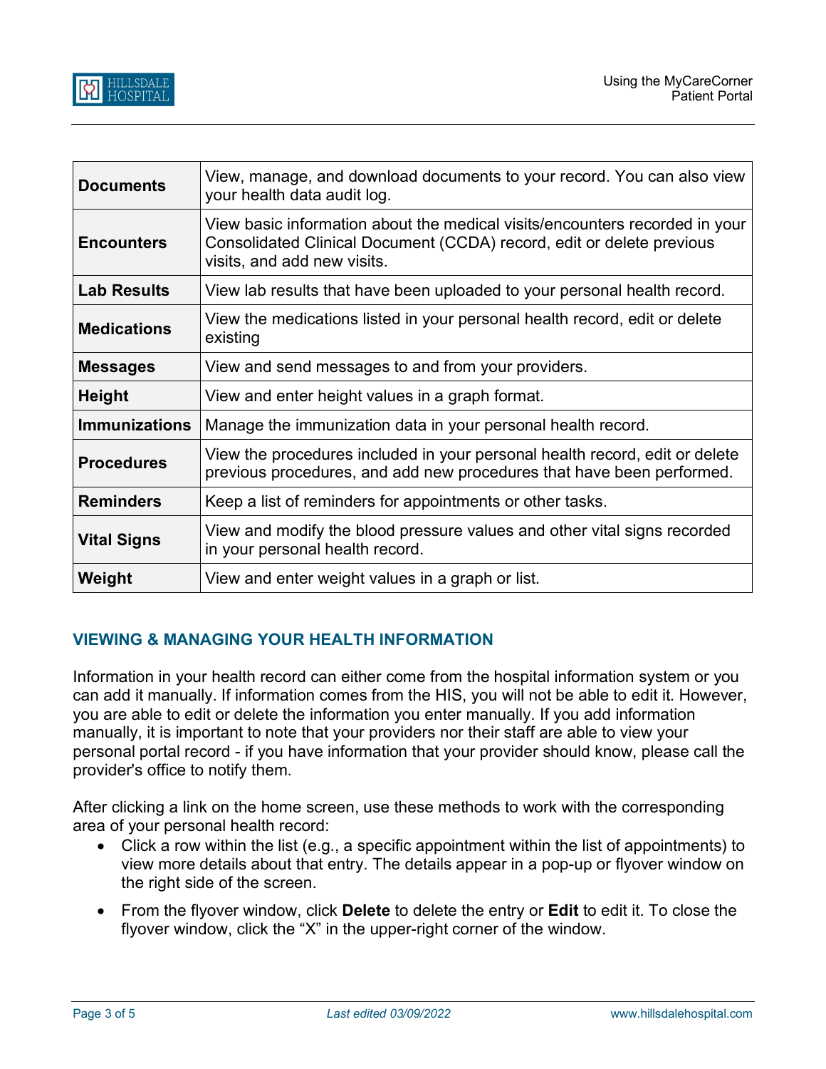| | |
|---|---|
| **Documents** | View, manage, and download documents to your record. You can also view your health data audit log. |
| **Encounters** | View basic information about the medical visits/encounters recorded in your Consolidated Clinical Document (CCDA) record, edit or delete previous visits, and add new visits. |
| **Lab Results** | View lab results that have been uploaded to your personal health record. |
| **Medications** | View the medications listed in your personal health record, edit or delete existing |
| **Messages** | View and send messages to and from your providers. |
| **Height** | View and enter height values in a graph format. |
| **Immunizations** | Manage the immunization data in your personal health record. |
| **Procedures** | View the procedures included in your personal health record, edit or delete previous procedures, and add new procedures that have been performed. |
| **Reminders** | Keep a list of reminders for appointments or other tasks. |
| **Vital Signs** | View and modify the blood pressure values and other vital signs recorded in your personal health record. |
| **Weight** | View and enter weight values in a graph or list. |

## VIEWING & MANAGING YOUR HEALTH INFORMATION

Information in your health record can either come from the hospital information system or you can add it manually. If information comes from the HIS, you will not be able to edit it. However, you are able to edit or delete the information you enter manually. If you add information manually, it is important to note that your providers nor their staff are able to view your personal portal record - if you have information that your provider should know, please call the provider's office to notify them.

After clicking a link on the home screen, use these methods to work with the corresponding area of your personal health record:

- Click a row within the list (e.g., a specific appointment within the list of appointments) to view more details about that entry. The details appear in a pop-up or flyover window on the right side of the screen.
- From the flyover window, click **Delete** to delete the entry or **Edit** to edit it. To close the flyover window, click the "X" in the upper-right corner of the window.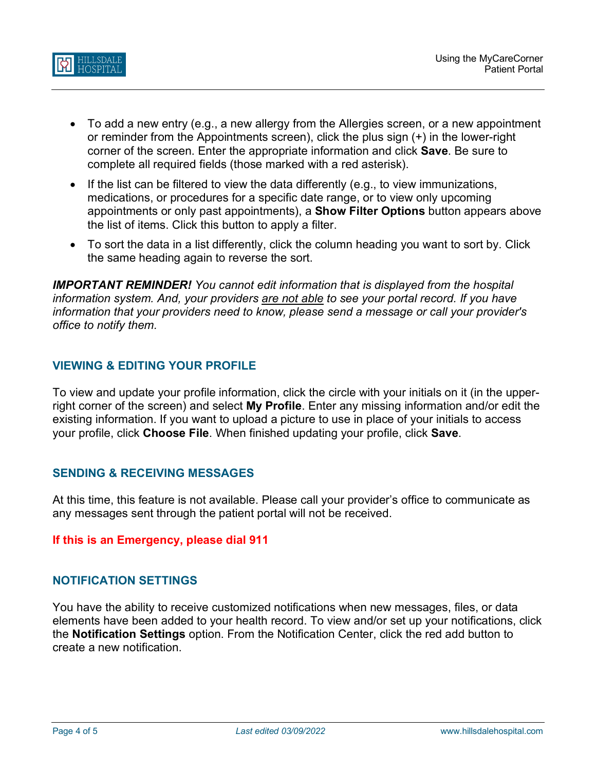- To add a new entry (e.g., a new allergy from the Allergies screen, or a new appointment or reminder from the Appointments screen), click the plus sign (+) in the lower-right corner of the screen. Enter the appropriate information and click **Save**. Be sure to complete all required fields (those marked with a red asterisk).
- If the list can be filtered to view the data differently (e.g., to view immunizations, medications, or procedures for a specific date range, or to view only upcoming appointments or only past appointments), a **Show Filter Options** button appears above the list of items. Click this button to apply a filter.
- To sort the data in a list differently, click the column heading you want to sort by. Click the same heading again to reverse the sort.

***IMPORTANT REMINDER!*** *You cannot edit information that is displayed from the hospital information system. And, your providers <u>are not able</u> to see your portal record. If you have information that your providers need to know, please send a message or call your provider's office to notify them.*

## VIEWING & EDITING YOUR PROFILE

To view and update your profile information, click the circle with your initials on it (in the upper-right corner of the screen) and select **My Profile**. Enter any missing information and/or edit the existing information. If you want to upload a picture to use in place of your initials to access your profile, click **Choose File**. When finished updating your profile, click **Save**.

## SENDING & RECEIVING MESSAGES

At this time, this feature is not available. Please call your provider's office to communicate as any messages sent through the patient portal will not be received.

**If this is an Emergency, please dial 911**

## NOTIFICATION SETTINGS

You have the ability to receive customized notifications when new messages, files, or data elements have been added to your health record. To view and/or set up your notifications, click the **Notification Settings** option. From the Notification Center, click the red add button to create a new notification.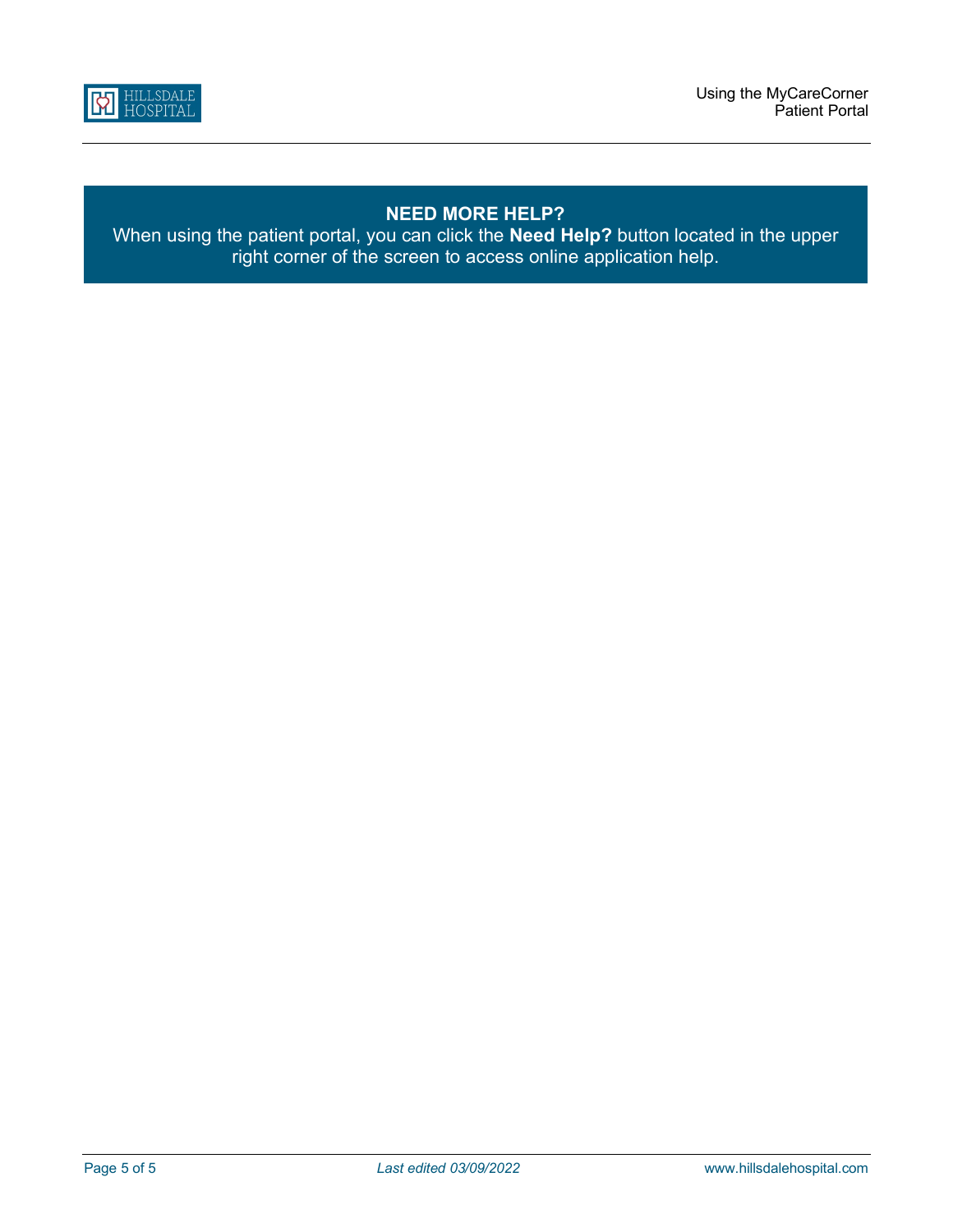**NEED MORE HELP?**

When using the patient portal, you can click the **Need Help?** button located in the upper right corner of the screen to access online application help.